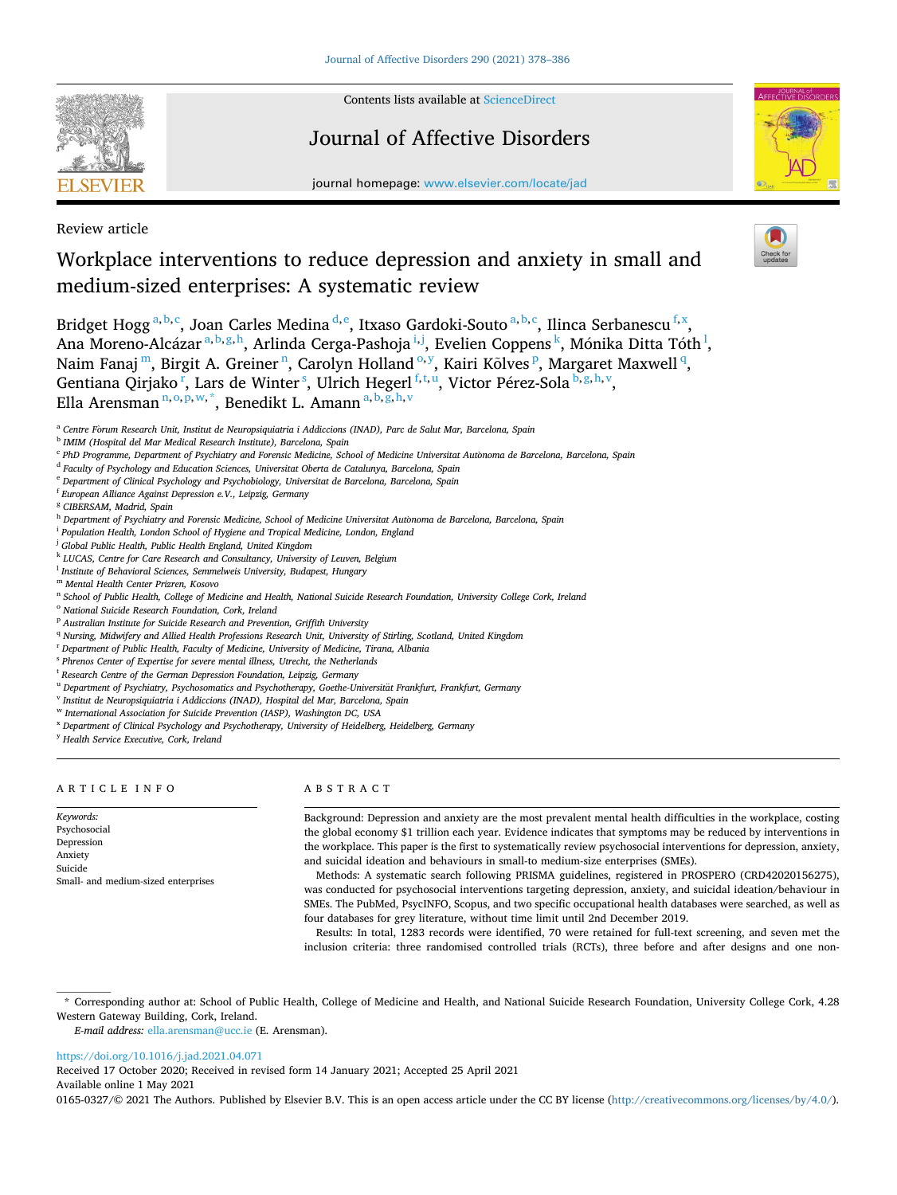Review article

# Workplace interventions to reduce depression and anxiety in small and medium-sized enterprises: A systematic review

Bridget Hogg [a,b,c], Joan Carles Medina [d,e], Itxaso Gardoki-Souto [a,b,c], Ilinca Serbanescu [f,x], Ana Moreno-Alcázar [a,b,g,h], Arlinda Cerga-Pashoja [i,j], Evelien Coppens [k], Mónika Ditta Tóth [l], Naim Fanaj [m], Birgit A. Greiner [n], Carolyn Holland [o,y], Kairi Kõlves [p], Margaret Maxwell [q], Gentiana Qirjako [r], Lars de Winter [s], Ulrich Hegerl [f,t,u], Victor Pérez-Sola [b,g,h,v], Ella Arensman [n,o,p,w,*], Benedikt L. Amann [a,b,g,h,v]

[a] Centre Fòrum Research Unit, Institut de Neuropsiquiatria i Addiccions (INAD), Parc de Salut Mar, Barcelona, Spain
[b] IMIM (Hospital del Mar Medical Research Institute), Barcelona, Spain
[c] PhD Programme, Department of Psychiatry and Forensic Medicine, School of Medicine Universitat Autònoma de Barcelona, Barcelona, Spain
[d] Faculty of Psychology and Education Sciences, Universitat Oberta de Catalunya, Barcelona, Spain
[e] Department of Clinical Psychology and Psychobiology, Universitat de Barcelona, Barcelona, Spain
[f] European Alliance Against Depression e.V., Leipzig, Germany
[g] CIBERSAM, Madrid, Spain
[h] Department of Psychiatry and Forensic Medicine, School of Medicine Universitat Autònoma de Barcelona, Barcelona, Spain
[i] Population Health, London School of Hygiene and Tropical Medicine, London, England
[j] Global Public Health, Public Health England, United Kingdom
[k] LUCAS, Centre for Care Research and Consultancy, University of Leuven, Belgium
[l] Institute of Behavioral Sciences, Semmelweis University, Budapest, Hungary
[m] Mental Health Center Prizren, Kosovo
[n] School of Public Health, College of Medicine and Health, National Suicide Research Foundation, University College Cork, Ireland
[o] National Suicide Research Foundation, Cork, Ireland
[p] Australian Institute for Suicide Research and Prevention, Griffith University
[q] Nursing, Midwifery and Allied Health Professions Research Unit, University of Stirling, Scotland, United Kingdom
[r] Department of Public Health, Faculty of Medicine, University of Medicine, Tirana, Albania
[s] Phrenos Center of Expertise for severe mental illness, Utrecht, the Netherlands
[t] Research Centre of the German Depression Foundation, Leipzig, Germany
[u] Department of Psychiatry, Psychosomatics and Psychotherapy, Goethe-Universität Frankfurt, Frankfurt, Germany
[v] Institut de Neuropsiquiatria i Addiccions (INAD), Hospital del Mar, Barcelona, Spain
[w] International Association for Suicide Prevention (IASP), Washington DC, USA
[x] Department of Clinical Psychology and Psychotherapy, University of Heidelberg, Heidelberg, Germany
[y] Health Service Executive, Cork, Ireland

## ARTICLE INFO

*Keywords:*
Psychosocial
Depression
Anxiety
Suicide
Small- and medium-sized enterprises

## ABSTRACT

Background: Depression and anxiety are the most prevalent mental health difficulties in the workplace, costing the global economy $1 trillion each year. Evidence indicates that symptoms may be reduced by interventions in the workplace. This paper is the first to systematically review psychosocial interventions for depression, anxiety, and suicidal ideation and behaviours in small-to medium-size enterprises (SMEs).

Methods: A systematic search following PRISMA guidelines, registered in PROSPERO (CRD42020156275), was conducted for psychosocial interventions targeting depression, anxiety, and suicidal ideation/behaviour in SMEs. The PubMed, PsycINFO, Scopus, and two specific occupational health databases were searched, as well as four databases for grey literature, without time limit until 2nd December 2019.

Results: In total, 1283 records were identified, 70 were retained for full-text screening, and seven met the inclusion criteria: three randomised controlled trials (RCTs), three before and after designs and one non-

---

* Corresponding author at: School of Public Health, College of Medicine and Health, and National Suicide Research Foundation, University College Cork, 4.28 Western Gateway Building, Cork, Ireland.
*E-mail address:* ella.arensman@ucc.ie (E. Arensman).

https://doi.org/10.1016/j.jad.2021.04.071
Received 17 October 2020; Received in revised form 14 January 2021; Accepted 25 April 2021
Available online 1 May 2021
0165-0327/© 2021 The Authors. Published by Elsevier B.V. This is an open access article under the CC BY license (http://creativecommons.org/licenses/by/4.0/).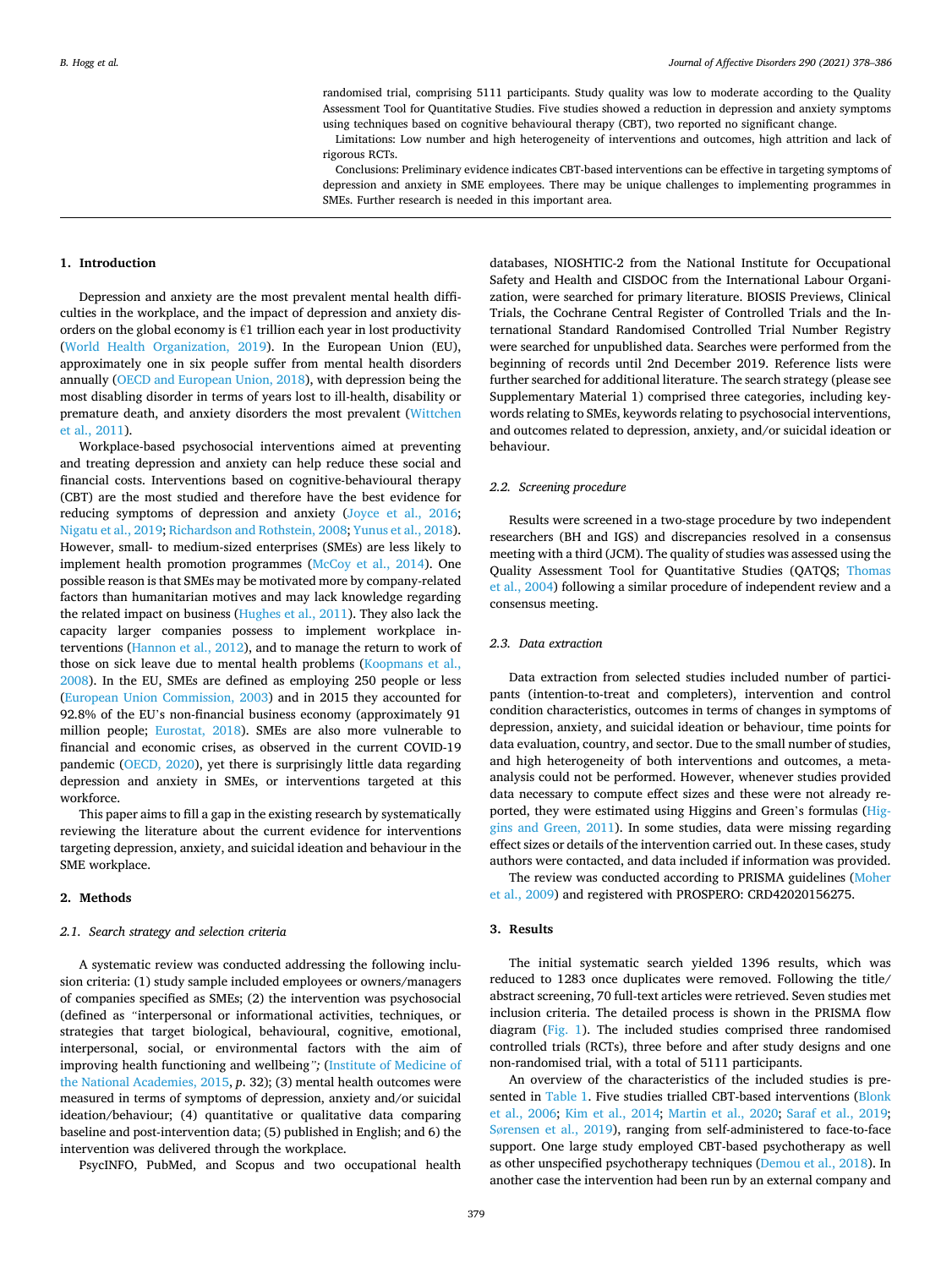randomised trial, comprising 5111 participants. Study quality was low to moderate according to the Quality Assessment Tool for Quantitative Studies. Five studies showed a reduction in depression and anxiety symptoms using techniques based on cognitive behavioural therapy (CBT), two reported no significant change.

Limitations: Low number and high heterogeneity of interventions and outcomes, high attrition and lack of rigorous RCTs.

Conclusions: Preliminary evidence indicates CBT-based interventions can be effective in targeting symptoms of depression and anxiety in SME employees. There may be unique challenges to implementing programmes in SMEs. Further research is needed in this important area.

## 1. Introduction

Depression and anxiety are the most prevalent mental health difficulties in the workplace, and the impact of depression and anxiety disorders on the global economy is €1 trillion each year in lost productivity (World Health Organization, 2019). In the European Union (EU), approximately one in six people suffer from mental health disorders annually (OECD and European Union, 2018), with depression being the most disabling disorder in terms of years lost to ill-health, disability or premature death, and anxiety disorders the most prevalent (Wittchen et al., 2011).

Workplace-based psychosocial interventions aimed at preventing and treating depression and anxiety can help reduce these social and financial costs. Interventions based on cognitive-behavioural therapy (CBT) are the most studied and therefore have the best evidence for reducing symptoms of depression and anxiety (Joyce et al., 2016; Nigatu et al., 2019; Richardson and Rothstein, 2008; Yunus et al., 2018). However, small- to medium-sized enterprises (SMEs) are less likely to implement health promotion programmes (McCoy et al., 2014). One possible reason is that SMEs may be motivated more by company-related factors than humanitarian motives and may lack knowledge regarding the related impact on business (Hughes et al., 2011). They also lack the capacity larger companies possess to implement workplace interventions (Hannon et al., 2012), and to manage the return to work of those on sick leave due to mental health problems (Koopmans et al., 2008). In the EU, SMEs are defined as employing 250 people or less (European Union Commission, 2003) and in 2015 they accounted for 92.8% of the EU's non-financial business economy (approximately 91 million people; Eurostat, 2018). SMEs are also more vulnerable to financial and economic crises, as observed in the current COVID-19 pandemic (OECD, 2020), yet there is surprisingly little data regarding depression and anxiety in SMEs, or interventions targeted at this workforce.

This paper aims to fill a gap in the existing research by systematically reviewing the literature about the current evidence for interventions targeting depression, anxiety, and suicidal ideation and behaviour in the SME workplace.

## 2. Methods

### 2.1. Search strategy and selection criteria

A systematic review was conducted addressing the following inclusion criteria: (1) study sample included employees or owners/managers of companies specified as SMEs; (2) the intervention was psychosocial (defined as "interpersonal or informational activities, techniques, or strategies that target biological, behavioural, cognitive, emotional, interpersonal, social, or environmental factors with the aim of improving health functioning and wellbeing"; (Institute of Medicine of the National Academies, 2015, *p*. 32); (3) mental health outcomes were measured in terms of symptoms of depression, anxiety and/or suicidal ideation/behaviour; (4) quantitative or qualitative data comparing baseline and post-intervention data; (5) published in English; and 6) the intervention was delivered through the workplace.

PsycINFO, PubMed, and Scopus and two occupational health databases, NIOSHTIC-2 from the National Institute for Occupational Safety and Health and CISDOC from the International Labour Organization, were searched for primary literature. BIOSIS Previews, Clinical Trials, the Cochrane Central Register of Controlled Trials and the International Standard Randomised Controlled Trial Number Registry were searched for unpublished data. Searches were performed from the beginning of records until 2nd December 2019. Reference lists were further searched for additional literature. The search strategy (please see Supplementary Material 1) comprised three categories, including keywords relating to SMEs, keywords relating to psychosocial interventions, and outcomes related to depression, anxiety, and/or suicidal ideation or behaviour.

### 2.2. Screening procedure

Results were screened in a two-stage procedure by two independent researchers (BH and IGS) and discrepancies resolved in a consensus meeting with a third (JCM). The quality of studies was assessed using the Quality Assessment Tool for Quantitative Studies (QATQS; Thomas et al., 2004) following a similar procedure of independent review and a consensus meeting.

### 2.3. Data extraction

Data extraction from selected studies included number of participants (intention-to-treat and completers), intervention and control condition characteristics, outcomes in terms of changes in symptoms of depression, anxiety, and suicidal ideation or behaviour, time points for data evaluation, country, and sector. Due to the small number of studies, and high heterogeneity of both interventions and outcomes, a meta-analysis could not be performed. However, whenever studies provided data necessary to compute effect sizes and these were not already reported, they were estimated using Higgins and Green's formulas (Higgins and Green, 2011). In some studies, data were missing regarding effect sizes or details of the intervention carried out. In these cases, study authors were contacted, and data included if information was provided.

The review was conducted according to PRISMA guidelines (Moher et al., 2009) and registered with PROSPERO: CRD42020156275.

## 3. Results

The initial systematic search yielded 1396 results, which was reduced to 1283 once duplicates were removed. Following the title/abstract screening, 70 full-text articles were retrieved. Seven studies met inclusion criteria. The detailed process is shown in the PRISMA flow diagram (Fig. 1). The included studies comprised three randomised controlled trials (RCTs), three before and after study designs and one non-randomised trial, with a total of 5111 participants.

An overview of the characteristics of the included studies is presented in Table 1. Five studies trialled CBT-based interventions (Blonk et al., 2006; Kim et al., 2014; Martin et al., 2020; Saraf et al., 2019; Sørensen et al., 2019), ranging from self-administered to face-to-face support. One large study employed CBT-based psychotherapy as well as other unspecified psychotherapy techniques (Demou et al., 2018). In another case the intervention had been run by an external company and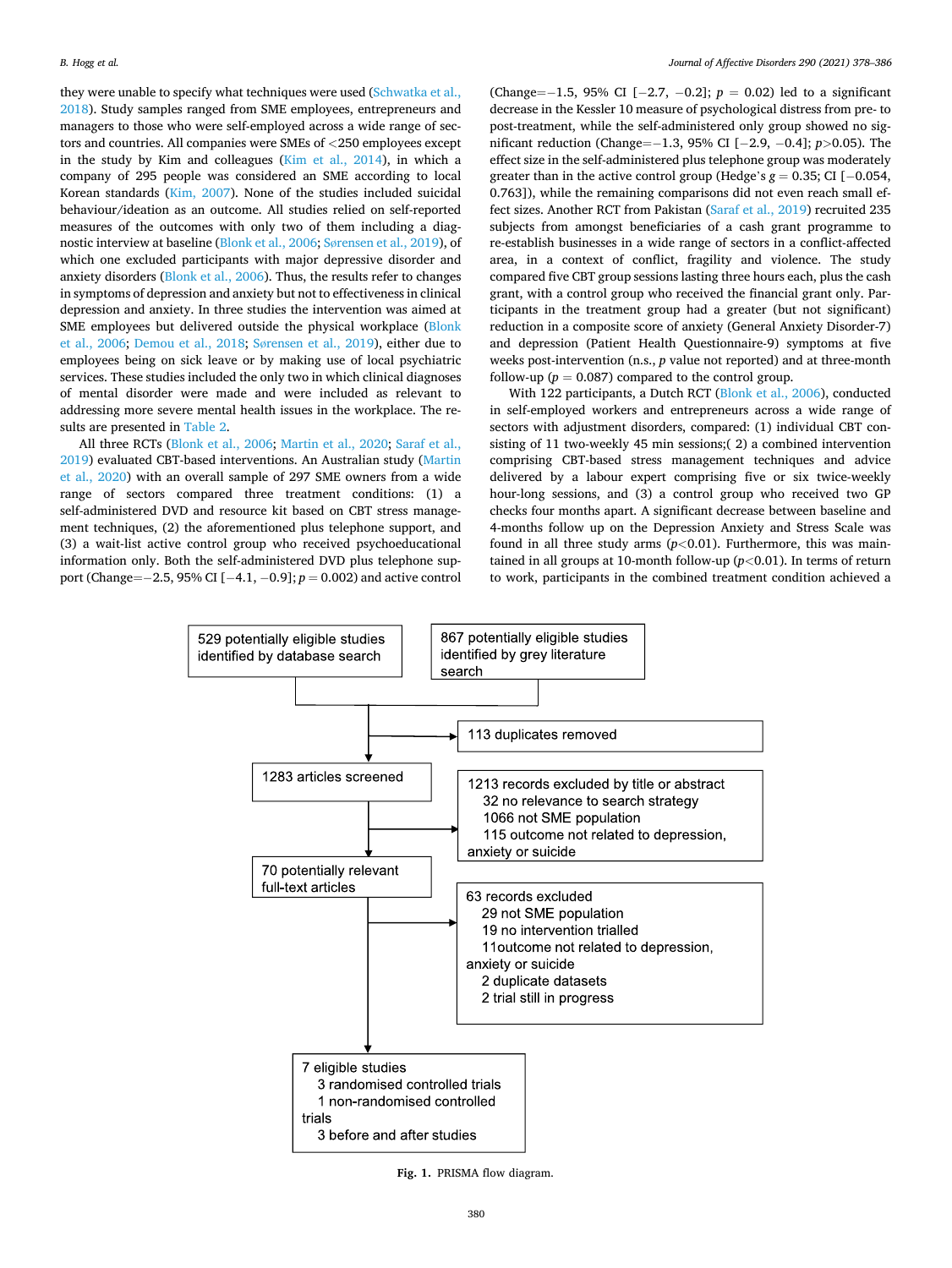they were unable to specify what techniques were used (Schwatka et al., 2018). Study samples ranged from SME employees, entrepreneurs and managers to those who were self-employed across a wide range of sectors and countries. All companies were SMEs of <250 employees except in the study by Kim and colleagues (Kim et al., 2014), in which a company of 295 people was considered an SME according to local Korean standards (Kim, 2007). None of the studies included suicidal behaviour/ideation as an outcome. All studies relied on self-reported measures of the outcomes with only two of them including a diagnostic interview at baseline (Blonk et al., 2006; Sørensen et al., 2019), of which one excluded participants with major depressive disorder and anxiety disorders (Blonk et al., 2006). Thus, the results refer to changes in symptoms of depression and anxiety but not to effectiveness in clinical depression and anxiety. In three studies the intervention was aimed at SME employees but delivered outside the physical workplace (Blonk et al., 2006; Demou et al., 2018; Sørensen et al., 2019), either due to employees being on sick leave or by making use of local psychiatric services. These studies included the only two in which clinical diagnoses of mental disorder were made and were included as relevant to addressing more severe mental health issues in the workplace. The results are presented in Table 2.

All three RCTs (Blonk et al., 2006; Martin et al., 2020; Saraf et al., 2019) evaluated CBT-based interventions. An Australian study (Martin et al., 2020) with an overall sample of 297 SME owners from a wide range of sectors compared three treatment conditions: (1) a self-administered DVD and resource kit based on CBT stress management techniques, (2) the aforementioned plus telephone support, and (3) a wait-list active control group who received psychoeducational information only. Both the self-administered DVD plus telephone support (Change=−2.5, 95% CI [−4.1, −0.9]; $p = 0.002$) and active control (Change=−1.5, 95% CI [−2.7, −0.2]; $p = 0.02$) led to a significant decrease in the Kessler 10 measure of psychological distress from pre- to post-treatment, while the self-administered only group showed no significant reduction (Change=−1.3, 95% CI [−2.9, −0.4]; $p>0.05$). The effect size in the self-administered plus telephone group was moderately greater than in the active control group (Hedge's $g = 0.35$; CI [−0.054, 0.763]), while the remaining comparisons did not even reach small effect sizes. Another RCT from Pakistan (Saraf et al., 2019) recruited 235 subjects from amongst beneficiaries of a cash grant programme to re-establish businesses in a wide range of sectors in a conflict-affected area, in a context of conflict, fragility and violence. The study compared five CBT group sessions lasting three hours each, plus the cash grant, with a control group who received the financial grant only. Participants in the treatment group had a greater (but not significant) reduction in a composite score of anxiety (General Anxiety Disorder-7) and depression (Patient Health Questionnaire-9) symptoms at five weeks post-intervention (n.s., $p$ value not reported) and at three-month follow-up ($p = 0.087$) compared to the control group.

With 122 participants, a Dutch RCT (Blonk et al., 2006), conducted in self-employed workers and entrepreneurs across a wide range of sectors with adjustment disorders, compared: (1) individual CBT consisting of 11 two-weekly 45 min sessions;( 2) a combined intervention comprising CBT-based stress management techniques and advice delivered by a labour expert comprising five or six twice-weekly hour-long sessions, and (3) a control group who received two GP checks four months apart. A significant decrease between baseline and 4-months follow up on the Depression Anxiety and Stress Scale was found in all three study arms ($p<0.01$). Furthermore, this was maintained in all groups at 10-month follow-up ($p<0.01$). In terms of return to work, participants in the combined treatment condition achieved a

529 potentially eligible studies identified by database search

867 potentially eligible studies identified by grey literature search

113 duplicates removed

1283 articles screened

1213 records excluded by title or abstract
- 32 no relevance to search strategy
- 1066 not SME population
- 115 outcome not related to depression, anxiety or suicide

70 potentially relevant full-text articles

63 records excluded
- 29 not SME population
- 19 no intervention trialled
- 11outcome not related to depression, anxiety or suicide
- 2 duplicate datasets
- 2 trial still in progress

7 eligible studies
- 3 randomised controlled trials
- 1 non-randomised controlled trials
- 3 before and after studies

**Fig. 1.** PRISMA flow diagram.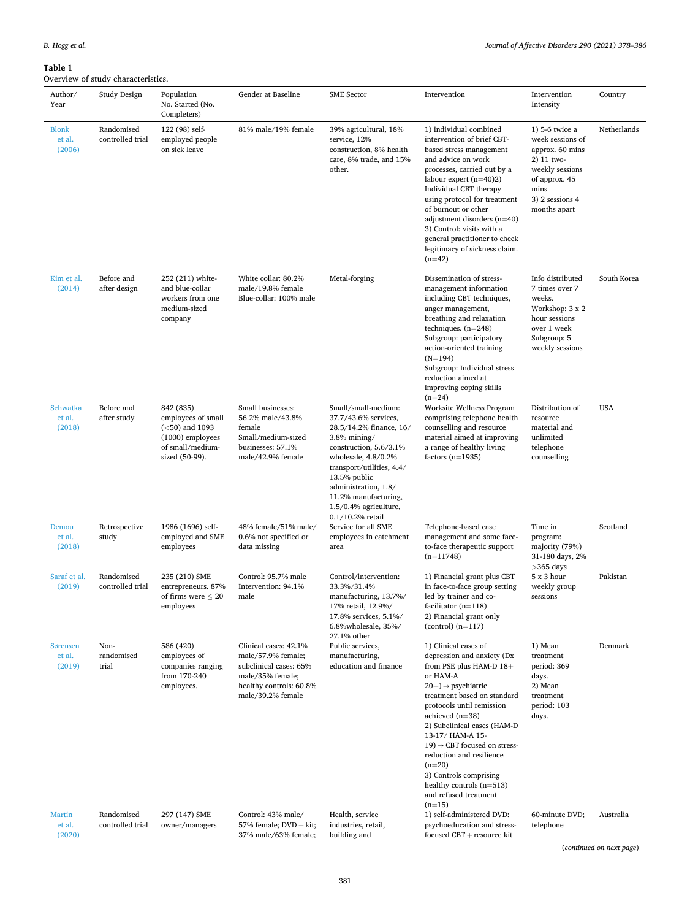**Table 1**
Overview of study characteristics.

| Author/ Year | Study Design | Population No. Started (No. Completers) | Gender at Baseline | SME Sector | Intervention | Intervention Intensity | Country |
|---|---|---|---|---|---|---|---|
| Blonk et al. (2006) | Randomised controlled trial | 122 (98) self-employed people on sick leave | 81% male/19% female | 39% agricultural, 18% service, 12% construction, 8% health care, 8% trade, and 15% other. | 1) individual combined intervention of brief CBT-based stress management and advice on work processes, carried out by a labour expert (n=40)2) Individual CBT therapy using protocol for treatment of burnout or other adjustment disorders (n=40) 3) Control: visits with a general practitioner to check legitimacy of sickness claim. (n=42) | 1) 5-6 twice a week sessions of approx. 60 mins 2) 11 two-weekly sessions of approx. 45 mins 3) 2 sessions 4 months apart | Netherlands |
| Kim et al. (2014) | Before and after design | 252 (211) white- and blue-collar workers from one medium-sized company | White collar: 80.2% male/19.8% female Blue-collar: 100% male | Metal-forging | Dissemination of stress-management information including CBT techniques, anger management, breathing and relaxation techniques. (n=248) Subgroup: participatory action-oriented training (N=194) Subgroup: Individual stress reduction aimed at improving coping skills (n=24) | Info distributed 7 times over 7 weeks. Workshop: 3 x 2 hour sessions over 1 week Subgroup: 5 weekly sessions | South Korea |
| Schwatka et al. (2018) | Before and after study | 842 (835) employees of small (<50) and 1093 (1000) employees of small/medium-sized (50-99). | Small businesses: 56.2% male/43.8% female Small/medium-sized businesses: 57.1% male/42.9% female | Small/small-medium: 37.7/43.6% services, 28.5/14.2% finance, 16/ 3.8% mining/ construction, 5.6/3.1% wholesale, 4.8/0.2% transport/utilities, 4.4/ 13.5% public administration, 1.8/ 11.2% manufacturing, 1.5/0.4% agriculture, 0.1/10.2% retail | Worksite Wellness Program comprising telephone health counselling and resource material aimed at improving a range of healthy living factors (n=1935) | Distribution of resource material and unlimited telephone counselling | USA |
| Demou et al. (2018) | Retrospective study | 1986 (1696) self-employed and SME employees | 48% female/51% male/ 0.6% not specified or data missing | Service for all SME employees in catchment area | Telephone-based case management and some face-to-face therapeutic support (n=11748) | Time in program: majority (79%) 31-180 days, 2% >365 days | Scotland |
| Saraf et al. (2019) | Randomised controlled trial | 235 (210) SME entrepreneurs. 87% of firms were ≤ 20 employees | Control: 95.7% male Intervention: 94.1% male | Control/intervention: 33.3%/31.4% manufacturing, 13.7%/ 17% retail, 12.9%/ 17.8% services, 5.1%/ 6.8%wholesale, 35%/ 27.1% other | 1) Financial grant plus CBT in face-to-face group setting led by trainer and co-facilitator (n=118) 2) Financial grant only (control) (n=117) | 5 x 3 hour weekly group sessions | Pakistan |
| Sørensen et al. (2019) | Non-randomised trial | 586 (420) employees of companies ranging from 170-240 employees. | Clinical cases: 42.1% male/57.9% female; subclinical cases: 65% male/35% female; healthy controls: 60.8% male/39.2% female | Public services, manufacturing, education and finance | 1) Clinical cases of depression and anxiety (Dx from PSE plus HAM-D 18+ or HAM-A 20+) → psychiatric treatment based on standard protocols until remission achieved (n=38) 2) Subclinical cases (HAM-D 13-17/ HAM-A 15-19) → CBT focused on stress-reduction and resilience (n=20) 3) Controls comprising healthy controls (n=513) and refused treatment (n=15) | 1) Mean treatment period: 369 days. 2) Mean treatment period: 103 days. | Denmark |
| Martin et al. (2020) | Randomised controlled trial | 297 (147) SME owner/managers | Control: 43% male/ 57% female; DVD + kit; 37% male/63% female; | Health, service industries, retail, building and | 1) self-administered DVD: psychoeducation and stress-focused CBT + resource kit | 60-minute DVD; telephone | Australia |

(*continued on next page*)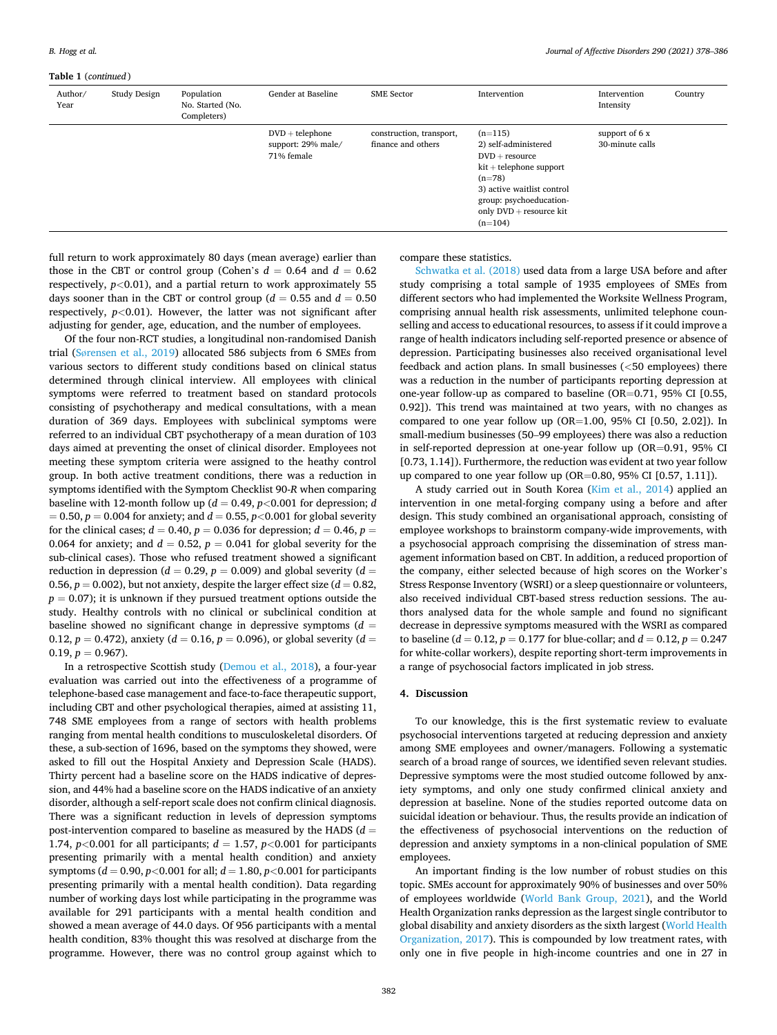**Table 1** (*continued*)

| Author/ Year | Study Design | Population No. Started (No. Completers) | Gender at Baseline | SME Sector | Intervention | Intervention Intensity | Country |
|---|---|---|---|---|---|---|---|
| | | | DVD + telephone support: 29% male/ 71% female | construction, transport, finance and others | (n=115) 2) self-administered DVD + resource kit + telephone support (n=78) 3) active waitlist control group: psychoeducation-only DVD + resource kit (n=104) | support of 6 x 30-minute calls | |

full return to work approximately 80 days (mean average) earlier than those in the CBT or control group (Cohen's $d = 0.64$ and $d = 0.62$ respectively, $p<0.01$), and a partial return to work approximately 55 days sooner than in the CBT or control group ($d = 0.55$ and $d = 0.50$ respectively, $p<0.01$). However, the latter was not significant after adjusting for gender, age, education, and the number of employees.

Of the four non-RCT studies, a longitudinal non-randomised Danish trial (Sørensen et al., 2019) allocated 586 subjects from 6 SMEs from various sectors to different study conditions based on clinical status determined through clinical interview. All employees with clinical symptoms were referred to treatment based on standard protocols consisting of psychotherapy and medical consultations, with a mean duration of 369 days. Employees with subclinical symptoms were referred to an individual CBT psychotherapy of a mean duration of 103 days aimed at preventing the onset of clinical disorder. Employees not meeting these symptom criteria were assigned to the heathy control group. In both active treatment conditions, there was a reduction in symptoms identified with the Symptom Checklist 90-*R* when comparing baseline with 12-month follow up ($d = 0.49$, $p<0.001$ for depression; $d = 0.50$, $p = 0.004$ for anxiety; and $d = 0.55$, $p<0.001$ for global severity for the clinical cases; $d = 0.40$, $p = 0.036$ for depression; $d = 0.46$, $p = 0.064$ for anxiety; and $d = 0.52$, $p = 0.041$ for global severity for the sub-clinical cases). Those who refused treatment showed a significant reduction in depression ($d = 0.29$, $p = 0.009$) and global severity ($d = 0.56$, $p = 0.002$), but not anxiety, despite the larger effect size ($d = 0.82$, $p = 0.07$); it is unknown if they pursued treatment options outside the study. Healthy controls with no clinical or subclinical condition at baseline showed no significant change in depressive symptoms ($d = 0.12$, $p = 0.472$), anxiety ($d = 0.16$, $p = 0.096$), or global severity ($d = 0.19$, $p = 0.967$).

In a retrospective Scottish study (Demou et al., 2018), a four-year evaluation was carried out into the effectiveness of a programme of telephone-based case management and face-to-face therapeutic support, including CBT and other psychological therapies, aimed at assisting 11, 748 SME employees from a range of sectors with health problems ranging from mental health conditions to musculoskeletal disorders. Of these, a sub-section of 1696, based on the symptoms they showed, were asked to fill out the Hospital Anxiety and Depression Scale (HADS). Thirty percent had a baseline score on the HADS indicative of depression, and 44% had a baseline score on the HADS indicative of an anxiety disorder, although a self-report scale does not confirm clinical diagnosis. There was a significant reduction in levels of depression symptoms post-intervention compared to baseline as measured by the HADS ($d = 1.74$, $p<0.001$ for all participants; $d = 1.57$, $p<0.001$ for participants presenting primarily with a mental health condition) and anxiety symptoms ($d = 0.90$, $p<0.001$ for all; $d = 1.80$, $p<0.001$ for participants presenting primarily with a mental health condition). Data regarding number of working days lost while participating in the programme was available for 291 participants with a mental health condition and showed a mean average of 44.0 days. Of 956 participants with a mental health condition, 83% thought this was resolved at discharge from the programme. However, there was no control group against which to compare these statistics.

Schwatka et al. (2018) used data from a large USA before and after study comprising a total sample of 1935 employees of SMEs from different sectors who had implemented the Worksite Wellness Program, comprising annual health risk assessments, unlimited telephone counselling and access to educational resources, to assess if it could improve a range of health indicators including self-reported presence or absence of depression. Participating businesses also received organisational level feedback and action plans. In small businesses (<50 employees) there was a reduction in the number of participants reporting depression at one-year follow-up as compared to baseline (OR=0.71, 95% CI [0.55, 0.92]). This trend was maintained at two years, with no changes as compared to one year follow up (OR=1.00, 95% CI [0.50, 2.02]). In small-medium businesses (50–99 employees) there was also a reduction in self-reported depression at one-year follow up (OR=0.91, 95% CI [0.73, 1.14]). Furthermore, the reduction was evident at two year follow up compared to one year follow up (OR=0.80, 95% CI [0.57, 1.11]).

A study carried out in South Korea (Kim et al., 2014) applied an intervention in one metal-forging company using a before and after design. This study combined an organisational approach, consisting of employee workshops to brainstorm company-wide improvements, with a psychosocial approach comprising the dissemination of stress management information based on CBT. In addition, a reduced proportion of the company, either selected because of high scores on the Worker's Stress Response Inventory (WSRI) or a sleep questionnaire or volunteers, also received individual CBT-based stress reduction sessions. The authors analysed data for the whole sample and found no significant decrease in depressive symptoms measured with the WSRI as compared to baseline ($d = 0.12$, $p = 0.177$ for blue-collar; and $d = 0.12$, $p = 0.247$ for white-collar workers), despite reporting short-term improvements in a range of psychosocial factors implicated in job stress.

## 4. Discussion

To our knowledge, this is the first systematic review to evaluate psychosocial interventions targeted at reducing depression and anxiety among SME employees and owner/managers. Following a systematic search of a broad range of sources, we identified seven relevant studies. Depressive symptoms were the most studied outcome followed by anxiety symptoms, and only one study confirmed clinical anxiety and depression at baseline. None of the studies reported outcome data on suicidal ideation or behaviour. Thus, the results provide an indication of the effectiveness of psychosocial interventions on the reduction of depression and anxiety symptoms in a non-clinical population of SME employees.

An important finding is the low number of robust studies on this topic. SMEs account for approximately 90% of businesses and over 50% of employees worldwide (World Bank Group, 2021), and the World Health Organization ranks depression as the largest single contributor to global disability and anxiety disorders as the sixth largest (World Health Organization, 2017). This is compounded by low treatment rates, with only one in five people in high-income countries and one in 27 in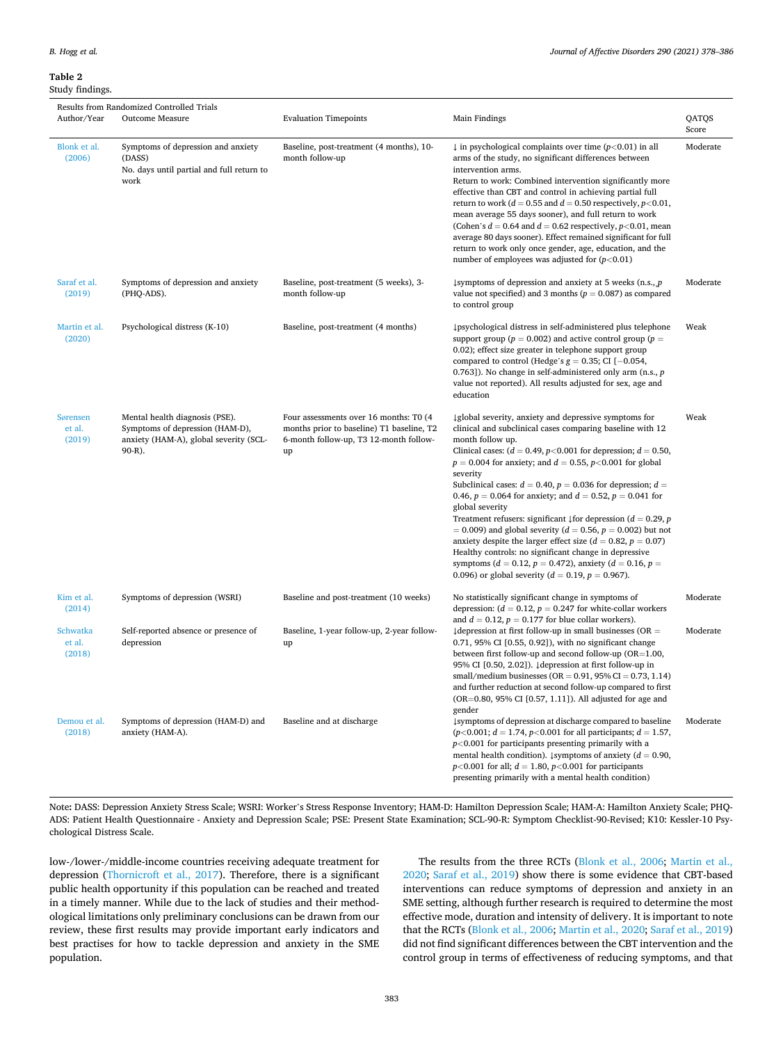**Table 2**
Study findings.

| Author/Year | Outcome Measure | Evaluation Timepoints | Main Findings | QATQS Score |
|---|---|---|---|---|
| *Results from Randomized Controlled Trials* | | | | |
| Blonk et al. (2006) | Symptoms of depression and anxiety (DASS)<br>No. days until partial and full return to work | Baseline, post-treatment (4 months), 10-month follow-up | ↓ in psychological complaints over time ($p<0.01$) in all arms of the study, no significant differences between intervention arms.<br>Return to work: Combined intervention significantly more effective than CBT and control in achieving partial full return to work ($d = 0.55$ and $d = 0.50$ respectively, $p<0.01$, mean average 55 days sooner), and full return to work (Cohen's $d = 0.64$ and $d = 0.62$ respectively, $p<0.01$, mean average 80 days sooner). Effect remained significant for full return to work only once gender, age, education, and the number of employees was adjusted for ($p<0.01$) | Moderate |
| Saraf et al. (2019) | Symptoms of depression and anxiety (PHQ-ADS). | Baseline, post-treatment (5 weeks), 3-month follow-up | ↓symptoms of depression and anxiety at 5 weeks (n.s., p value not specified) and 3 months ($p = 0.087$) as compared to control group | Moderate |
| Martin et al. (2020) | Psychological distress (K-10) | Baseline, post-treatment (4 months) | ↓psychological distress in self-administered plus telephone support group ($p = 0.002$) and active control group ($p = 0.02$); effect size greater in telephone support group compared to control (Hedge's $g = 0.35$; CI [−0.054, 0.763]). No change in self-administered only arm (n.s., p value not reported). All results adjusted for sex, age and education | Weak |
| Sørensen et al. (2019) | Mental health diagnosis (PSE).<br>Symptoms of depression (HAM-D), anxiety (HAM-A), global severity (SCL-90-R). | Four assessments over 16 months: T0 (4 months prior to baseline) T1 baseline, T2 6-month follow-up, T3 12-month follow-up | ↓global severity, anxiety and depressive symptoms for clinical and subclinical cases comparing baseline with 12 month follow up.<br>Clinical cases: ($d = 0.49$, $p<0.001$ for depression; $d = 0.50$, $p = 0.004$ for anxiety; and $d = 0.55$, $p<0.001$ for global severity<br>Subclinical cases: $d = 0.40$, $p = 0.036$ for depression; $d = 0.46$, $p = 0.064$ for anxiety; and $d = 0.52$, $p = 0.041$ for global severity<br>Treatment refusers: significant ↓for depression ($d = 0.29$, $p = 0.009$) and global severity ($d = 0.56$, $p = 0.002$) but not anxiety despite the larger effect size ($d = 0.82$, $p = 0.07$)<br>Healthy controls: no significant change in depressive symptoms ($d = 0.12$, $p = 0.472$), anxiety ($d = 0.16$, $p = 0.096$) or global severity ($d = 0.19$, $p = 0.967$). | Weak |
| Kim et al. (2014) | Symptoms of depression (WSRI) | Baseline and post-treatment (10 weeks) | No statistically significant change in symptoms of depression: ($d = 0.12$, $p = 0.247$ for white-collar workers and $d = 0.12$, $p = 0.177$ for blue collar workers). | Moderate |
| Schwatka et al. (2018) | Self-reported absence or presence of depression | Baseline, 1-year follow-up, 2-year follow-up | ↓depression at first follow-up in small businesses (OR = 0.71, 95% CI [0.55, 0.92]), with no significant change between first follow-up and second follow-up (OR=1.00, 95% CI [0.50, 2.02]). ↓depression at first follow-up in small/medium businesses (OR = 0.91, 95% CI = 0.73, 1.14) and further reduction at second follow-up compared to first (OR=0.80, 95% CI [0.57, 1.11]). All adjusted for age and gender | Moderate |
| Demou et al. (2018) | Symptoms of depression (HAM-D) and anxiety (HAM-A). | Baseline and at discharge | ↓symptoms of depression at discharge compared to baseline ($p<0.001$; $d = 1.74$, $p<0.001$ for all participants; $d = 1.57$, $p<0.001$ for participants presenting primarily with a mental health condition). ↓symptoms of anxiety ($d = 0.90$, $p<0.001$ for all; $d = 1.80$, $p<0.001$ for participants presenting primarily with a mental health condition) | Moderate |

Note: DASS: Depression Anxiety Stress Scale; WSRI: Worker's Stress Response Inventory; HAM-D: Hamilton Depression Scale; HAM-A: Hamilton Anxiety Scale; PHQ-ADS: Patient Health Questionnaire - Anxiety and Depression Scale; PSE: Present State Examination; SCL-90-R: Symptom Checklist-90-Revised; K10: Kessler-10 Psychological Distress Scale.

low-/lower-/middle-income countries receiving adequate treatment for depression (Thornicroft et al., 2017). Therefore, there is a significant public health opportunity if this population can be reached and treated in a timely manner. While due to the lack of studies and their methodological limitations only preliminary conclusions can be drawn from our review, these first results may provide important early indicators and best practises for how to tackle depression and anxiety in the SME population.

The results from the three RCTs (Blonk et al., 2006; Martin et al., 2020; Saraf et al., 2019) show there is some evidence that CBT-based interventions can reduce symptoms of depression and anxiety in an SME setting, although further research is required to determine the most effective mode, duration and intensity of delivery. It is important to note that the RCTs (Blonk et al., 2006; Martin et al., 2020; Saraf et al., 2019) did not find significant differences between the CBT intervention and the control group in terms of effectiveness of reducing symptoms, and that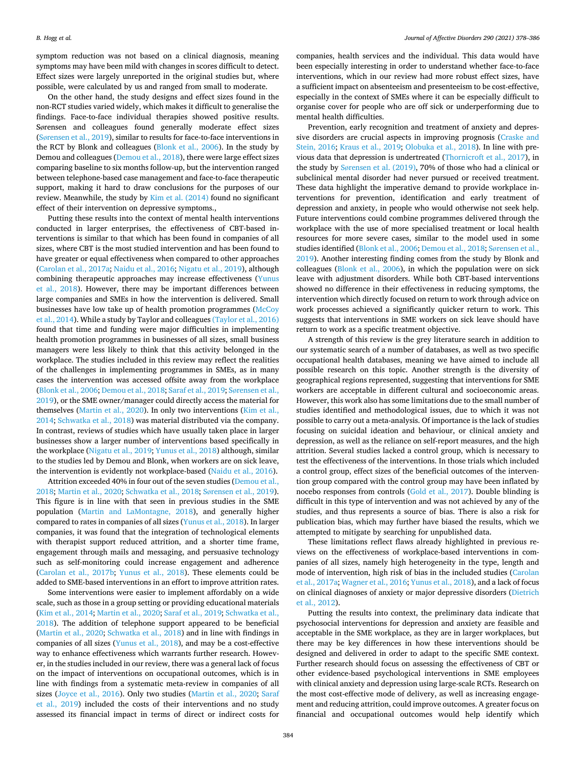symptom reduction was not based on a clinical diagnosis, meaning symptoms may have been mild with changes in scores difficult to detect. Effect sizes were largely unreported in the original studies but, where possible, were calculated by us and ranged from small to moderate.

On the other hand, the study designs and effect sizes found in the non-RCT studies varied widely, which makes it difficult to generalise the findings. Face-to-face individual therapies showed positive results. Sørensen and colleagues found generally moderate effect sizes (Sørensen et al., 2019), similar to results for face-to-face interventions in the RCT by Blonk and colleagues (Blonk et al., 2006). In the study by Demou and colleagues (Demou et al., 2018), there were large effect sizes comparing baseline to six months follow-up, but the intervention ranged between telephone-based case management and face-to-face therapeutic support, making it hard to draw conclusions for the purposes of our review. Meanwhile, the study by Kim et al. (2014) found no significant effect of their intervention on depressive symptoms.,

Putting these results into the context of mental health interventions conducted in larger enterprises, the effectiveness of CBT-based interventions is similar to that which has been found in companies of all sizes, where CBT is the most studied intervention and has been found to have greater or equal effectiveness when compared to other approaches (Carolan et al., 2017a; Naidu et al., 2016; Nigatu et al., 2019), although combining therapeutic approaches may increase effectiveness (Yunus et al., 2018). However, there may be important differences between large companies and SMEs in how the intervention is delivered. Small businesses have low take up of health promotion programmes (McCoy et al., 2014). While a study by Taylor and colleagues (Taylor et al., 2016) found that time and funding were major difficulties in implementing health promotion programmes in businesses of all sizes, small business managers were less likely to think that this activity belonged in the workplace. The studies included in this review may reflect the realities of the challenges in implementing programmes in SMEs, as in many cases the intervention was accessed offsite away from the workplace (Blonk et al., 2006; Demou et al., 2018; Saraf et al., 2019; Sørensen et al., 2019), or the SME owner/manager could directly access the material for themselves (Martin et al., 2020). In only two interventions (Kim et al., 2014; Schwatka et al., 2018) was material distributed via the company. In contrast, reviews of studies which have usually taken place in larger businesses show a larger number of interventions based specifically in the workplace (Nigatu et al., 2019; Yunus et al., 2018) although, similar to the studies led by Demou and Blonk, when workers are on sick leave, the intervention is evidently not workplace-based (Naidu et al., 2016).

Attrition exceeded 40% in four out of the seven studies (Demou et al., 2018; Martin et al., 2020; Schwatka et al., 2018; Sørensen et al., 2019). This figure is in line with that seen in previous studies in the SME population (Martin and LaMontagne, 2018), and generally higher compared to rates in companies of all sizes (Yunus et al., 2018). In larger companies, it was found that the integration of technological elements with therapist support reduced attrition, and a shorter time frame, engagement through mails and messaging, and persuasive technology such as self-monitoring could increase engagement and adherence (Carolan et al., 2017b; Yunus et al., 2018). These elements could be added to SME-based interventions in an effort to improve attrition rates.

Some interventions were easier to implement affordably on a wide scale, such as those in a group setting or providing educational materials (Kim et al., 2014; Martin et al., 2020; Saraf et al., 2019; Schwatka et al., 2018). The addition of telephone support appeared to be beneficial (Martin et al., 2020; Schwatka et al., 2018) and in line with findings in companies of all sizes (Yunus et al., 2018), and may be a cost-effective way to enhance effectiveness which warrants further research. However, in the studies included in our review, there was a general lack of focus on the impact of interventions on occupational outcomes, which is in line with findings from a systematic meta-review in companies of all sizes (Joyce et al., 2016). Only two studies (Martin et al., 2020; Saraf et al., 2019) included the costs of their interventions and no study assessed its financial impact in terms of direct or indirect costs for companies, health services and the individual. This data would have been especially interesting in order to understand whether face-to-face interventions, which in our review had more robust effect sizes, have a sufficient impact on absenteeism and presenteeism to be cost-effective, especially in the context of SMEs where it can be especially difficult to organise cover for people who are off sick or underperforming due to mental health difficulties.

Prevention, early recognition and treatment of anxiety and depressive disorders are crucial aspects in improving prognosis (Craske and Stein, 2016; Kraus et al., 2019; Olobuka et al., 2018). In line with previous data that depression is undertreated (Thornicroft et al., 2017), in the study by Sørensen et al. (2019), 70% of those who had a clinical or subclinical mental disorder had never pursued or received treatment. These data highlight the imperative demand to provide workplace interventions for prevention, identification and early treatment of depression and anxiety, in people who would otherwise not seek help. Future interventions could combine programmes delivered through the workplace with the use of more specialised treatment or local health resources for more severe cases, similar to the model used in some studies identified (Blonk et al., 2006; Demou et al., 2018; Sørensen et al., 2019). Another interesting finding comes from the study by Blonk and colleagues (Blonk et al., 2006), in which the population were on sick leave with adjustment disorders. While both CBT-based interventions showed no difference in their effectiveness in reducing symptoms, the intervention which directly focused on return to work through advice on work processes achieved a significantly quicker return to work. This suggests that interventions in SME workers on sick leave should have return to work as a specific treatment objective.

A strength of this review is the grey literature search in addition to our systematic search of a number of databases, as well as two specific occupational health databases, meaning we have aimed to include all possible research on this topic. Another strength is the diversity of geographical regions represented, suggesting that interventions for SME workers are acceptable in different cultural and socioeconomic areas. However, this work also has some limitations due to the small number of studies identified and methodological issues, due to which it was not possible to carry out a meta-analysis. Of importance is the lack of studies focusing on suicidal ideation and behaviour, or clinical anxiety and depression, as well as the reliance on self-report measures, and the high attrition. Several studies lacked a control group, which is necessary to test the effectiveness of the interventions. In those trials which included a control group, effect sizes of the beneficial outcomes of the intervention group compared with the control group may have been inflated by nocebo responses from controls (Gold et al., 2017). Double blinding is difficult in this type of intervention and was not achieved by any of the studies, and thus represents a source of bias. There is also a risk for publication bias, which may further have biased the results, which we attempted to mitigate by searching for unpublished data.

These limitations reflect flaws already highlighted in previous reviews on the effectiveness of workplace-based interventions in companies of all sizes, namely high heterogeneity in the type, length and mode of intervention, high risk of bias in the included studies (Carolan et al., 2017a; Wagner et al., 2016; Yunus et al., 2018), and a lack of focus on clinical diagnoses of anxiety or major depressive disorders (Dietrich et al., 2012).

Putting the results into context, the preliminary data indicate that psychosocial interventions for depression and anxiety are feasible and acceptable in the SME workplace, as they are in larger workplaces, but there may be key differences in how these interventions should be designed and delivered in order to adapt to the specific SME context. Further research should focus on assessing the effectiveness of CBT or other evidence-based psychological interventions in SME employees with clinical anxiety and depression using large-scale RCTs. Research on the most cost-effective mode of delivery, as well as increasing engagement and reducing attrition, could improve outcomes. A greater focus on financial and occupational outcomes would help identify which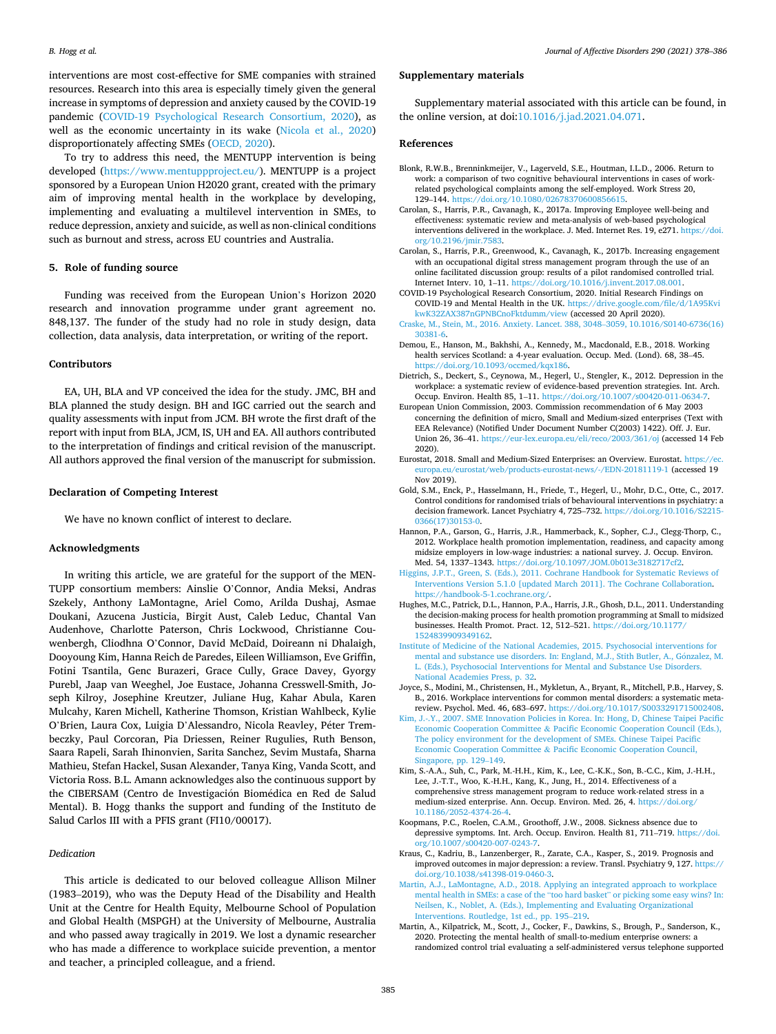interventions are most cost-effective for SME companies with strained resources. Research into this area is especially timely given the general increase in symptoms of depression and anxiety caused by the COVID-19 pandemic (COVID-19 Psychological Research Consortium, 2020), as well as the economic uncertainty in its wake (Nicola et al., 2020) disproportionately affecting SMEs (OECD, 2020).

To try to address this need, the MENTUPP intervention is being developed (https://www.mentuppproject.eu/). MENTUPP is a project sponsored by a European Union H2020 grant, created with the primary aim of improving mental health in the workplace by developing, implementing and evaluating a multilevel intervention in SMEs, to reduce depression, anxiety and suicide, as well as non-clinical conditions such as burnout and stress, across EU countries and Australia.

## 5. Role of funding source

Funding was received from the European Union's Horizon 2020 research and innovation programme under grant agreement no. 848,137. The funder of the study had no role in study design, data collection, data analysis, data interpretation, or writing of the report.

## Contributors

EA, UH, BLA and VP conceived the idea for the study. JMC, BH and BLA planned the study design. BH and IGC carried out the search and quality assessments with input from JCM. BH wrote the first draft of the report with input from BLA, JCM, IS, UH and EA. All authors contributed to the interpretation of findings and critical revision of the manuscript. All authors approved the final version of the manuscript for submission.

## Declaration of Competing Interest

We have no known conflict of interest to declare.

## Acknowledgments

In writing this article, we are grateful for the support of the MENTUPP consortium members: Ainslie O'Connor, Andia Meksi, Andras Szekely, Anthony LaMontagne, Ariel Como, Arilda Dushaj, Asmae Doukani, Azucena Justicia, Birgit Aust, Caleb Leduc, Chantal Van Audenhove, Charlotte Paterson, Chris Lockwood, Christianne Couwenbergh, Cliodhna O'Connor, David McDaid, Doireann ni Dhalaigh, Dooyoung Kim, Hanna Reich de Paredes, Eileen Williamson, Eve Griffin, Fotini Tsantila, Genc Burazeri, Grace Cully, Grace Davey, Gyorgy Purebl, Jaap van Weeghel, Joe Eustace, Johanna Cresswell-Smith, Joseph Kilroy, Josephine Kreutzer, Juliane Hug, Kahar Abula, Karen Mulcahy, Karen Michell, Katherine Thomson, Kristian Wahlbeck, Kylie O'Brien, Laura Cox, Luigia D'Alessandro, Nicola Reavley, Péter Trembeczky, Paul Corcoran, Pia Driessen, Reiner Rugulies, Ruth Benson, Saara Rapeli, Sarah Ihinonvien, Sarita Sanchez, Sevim Mustafa, Sharna Mathieu, Stefan Hackel, Susan Alexander, Tanya King, Vanda Scott, and Victoria Ross. B.L. Amann acknowledges also the continuous support by the CIBERSAM (Centro de Investigación Biomédica en Red de Salud Mental). B. Hogg thanks the support and funding of the Instituto de Salud Carlos III with a PFIS grant (FI10/00017).

### Dedication

This article is dedicated to our beloved colleague Allison Milner (1983–2019), who was the Deputy Head of the Disability and Health Unit at the Centre for Health Equity, Melbourne School of Population and Global Health (MSPGH) at the University of Melbourne, Australia and who passed away tragically in 2019. We lost a dynamic researcher who has made a difference to workplace suicide prevention, a mentor and teacher, a principled colleague, and a friend.

## Supplementary materials

Supplementary material associated with this article can be found, in the online version, at doi:10.1016/j.jad.2021.04.071.

## References

Blonk, R.W.B., Brenninkmeijer, V., Lagerveld, S.E., Houtman, I.L.D., 2006. Return to work: a comparison of two cognitive behavioural interventions in cases of work-related psychological complaints among the self-employed. Work Stress 20, 129–144. https://doi.org/10.1080/02678370600856615.

Carolan, S., Harris, P.R., Cavanagh, K., 2017a. Improving Employee well-being and effectiveness: systematic review and meta-analysis of web-based psychological interventions delivered in the workplace. J. Med. Internet Res. 19, e271. https://doi.org/10.2196/jmir.7583.

Carolan, S., Harris, P.R., Greenwood, K., Cavanagh, K., 2017b. Increasing engagement with an occupational digital stress management program through the use of an online facilitated discussion group: results of a pilot randomised controlled trial. Internet Interv. 10, 1–11. https://doi.org/10.1016/j.invent.2017.08.001.

COVID-19 Psychological Research Consortium, 2020. Initial Research Findings on COVID-19 and Mental Health in the UK. https://drive.google.com/file/d/1A95KvikwK32ZAX387nGPNBCnoFktdumm/view (accessed 20 April 2020).

Craske, M., Stein, M., 2016. Anxiety. Lancet. 388, 3048–3059, 10.1016/S0140-6736(16)30381-6.

Demou, E., Hanson, M., Bakhshi, A., Kennedy, M., Macdonald, E.B., 2018. Working health services Scotland: a 4-year evaluation. Occup. Med. (Lond). 68, 38–45. https://doi.org/10.1093/occmed/kqx186.

Dietrich, S., Deckert, S., Ceynowa, M., Hegerl, U., Stengler, K., 2012. Depression in the workplace: a systematic review of evidence-based prevention strategies. Int. Arch. Occup. Environ. Health 85, 1–11. https://doi.org/10.1007/s00420-011-0634-7.

European Union Commission, 2003. Commission recommendation of 6 May 2003 concerning the definition of micro, Small and Medium-sized enterprises (Text with EEA Relevance) (Notified Under Document Number C(2003) 1422). Off. J. Eur. Union 26, 36–41. https://eur-lex.europa.eu/eli/reco/2003/361/oj (accessed 14 Feb 2020).

Eurostat, 2018. Small and Medium-Sized Enterprises: an Overview. Eurostat. https://ec.europa.eu/eurostat/web/products-eurostat-news/-/EDN-20181119-1 (accessed 19 Nov 2019).

Gold, S.M., Enck, P., Hasselmann, H., Friede, T., Hegerl, U., Mohr, D.C., Otte, C., 2017. Control conditions for randomised trials of behavioural interventions in psychiatry: a decision framework. Lancet Psychiatry 4, 725–732. https://doi.org/10.1016/S2215-0366(17)30153-0.

Hannon, P.A., Garson, G., Harris, J.R., Hammerback, K., Sopher, C.J., Clegg-Thorp, C., 2012. Workplace health promotion implementation, readiness, and capacity among midsize employers in low-wage industries: a national survey. J. Occup. Environ. Med. 54, 1337–1343. https://doi.org/10.1097/JOM.0b013e3182717cf2.

Higgins, J.P.T., Green, S. (Eds.), 2011. Cochrane Handbook for Systematic Reviews of Interventions Version 5.1.0 [updated March 2011]. The Cochrane Collaboration. https://handbook-5-1.cochrane.org/.

Hughes, M.C., Patrick, D.L., Hannon, P.A., Harris, J.R., Ghosh, D.L., 2011. Understanding the decision-making process for health promotion programming at Small to midsized businesses. Health Promot. Pract. 12, 512–521. https://doi.org/10.1177/1524839909349162.

Institute of Medicine of the National Academies, 2015. Psychosocial interventions for mental and substance use disorders. In: England, M.J., Stith Butler, A., González, M. L. (Eds.), Psychosocial Interventions for Mental and Substance Use Disorders. National Academies Press, p. 32.

Joyce, S., Modini, M., Christensen, H., Mykletun, A., Bryant, R., Mitchell, P.B., Harvey, S. B., 2016. Workplace interventions for common mental disorders: a systematic meta-review. Psychol. Med. 46, 683–697. https://doi.org/10.1017/S0033291715002408.

Kim, J.-Y., 2007. SME Innovation Policies in Korea. In: Hong, D, Chinese Taipei Pacific Economic Cooperation Committee & Pacific Economic Cooperation Council (Eds.), The policy environment for the development of SMEs. Chinese Taipei Pacific Economic Cooperation Committee & Pacific Economic Cooperation Council, Singapore, pp. 129–149.

Kim, S.-A.A., Suh, C., Park, M.-H.H., Kim, K., Lee, C.-K.K., Son, B.-C.C., Kim, J.-H.H., Lee, J.-T.T., Woo, K.-H.H., Kang, K., Jung, H., 2014. Effectiveness of a comprehensive stress management program to reduce work-related stress in a medium-sized enterprise. Ann. Occup. Environ. Med. 26, 4. https://doi.org/10.1186/2052-4374-26-4.

Koopmans, P.C., Roelen, C.A.M., Groothoff, J.W., 2008. Sickness absence due to depressive symptoms. Int. Arch. Occup. Environ. Health 81, 711–719. https://doi.org/10.1007/s00420-007-0243-7.

Kraus, C., Kadriu, B., Lanzenberger, R., Zarate, C.A., Kasper, S., 2019. Prognosis and improved outcomes in major depression: a review. Transl. Psychiatry 9, 127. https://doi.org/10.1038/s41398-019-0460-3.

Martin, A.J., LaMontagne, A.D., 2018. Applying an integrated approach to workplace mental health in SMEs: a case of the "too hard basket" or picking some easy wins? In: Neilsen, K., Noblet, A. (Eds.), Implementing and Evaluating Organizational Interventions. Routledge, 1st ed., pp. 195–219.

Martin, A., Kilpatrick, M., Scott, J., Cocker, F., Dawkins, S., Brough, P., Sanderson, K., 2020. Protecting the mental health of small-to-medium enterprise owners: a randomized control trial evaluating a self-administered versus telephone supported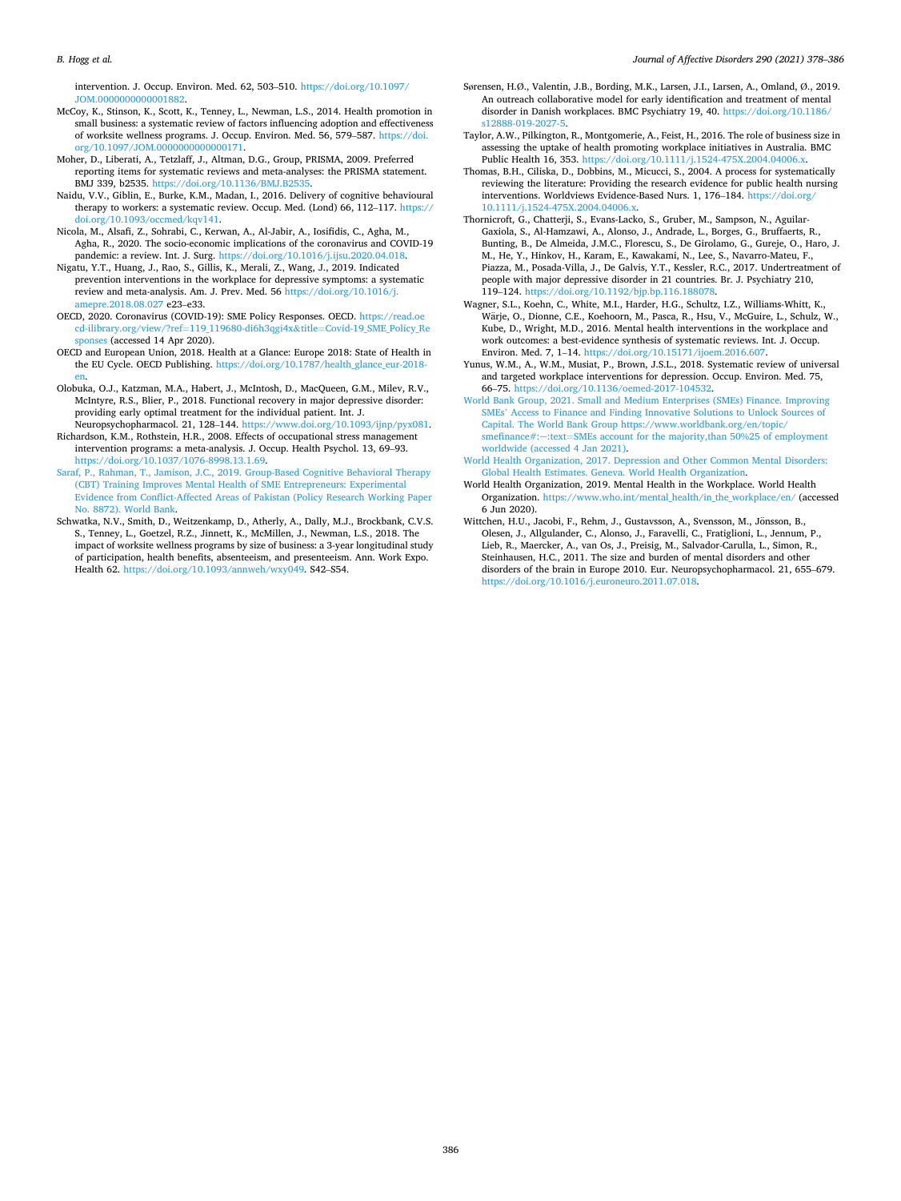intervention. J. Occup. Environ. Med. 62, 503–510. https://doi.org/10.1097/JOM.0000000000001882.

McCoy, K., Stinson, K., Scott, K., Tenney, L., Newman, L.S., 2014. Health promotion in small business: a systematic review of factors influencing adoption and effectiveness of worksite wellness programs. J. Occup. Environ. Med. 56, 579–587. https://doi.org/10.1097/JOM.0000000000000171.

Moher, D., Liberati, A., Tetzlaff, J., Altman, D.G., Group, PRISMA, 2009. Preferred reporting items for systematic reviews and meta-analyses: the PRISMA statement. BMJ 339, b2535. https://doi.org/10.1136/BMJ.B2535.

Naidu, V.V., Giblin, E., Burke, K.M., Madan, I., 2016. Delivery of cognitive behavioural therapy to workers: a systematic review. Occup. Med. (Lond) 66, 112–117. https://doi.org/10.1093/occmed/kqv141.

Nicola, M., Alsafi, Z., Sohrabi, C., Kerwan, A., Al-Jabir, A., Iosifidis, C., Agha, M., Agha, R., 2020. The socio-economic implications of the coronavirus and COVID-19 pandemic: a review. Int. J. Surg. https://doi.org/10.1016/j.ijsu.2020.04.018.

Nigatu, Y.T., Huang, J., Rao, S., Gillis, K., Merali, Z., Wang, J., 2019. Indicated prevention interventions in the workplace for depressive symptoms: a systematic review and meta-analysis. Am. J. Prev. Med. 56 https://doi.org/10.1016/j.amepre.2018.08.027 e23–e33.

OECD, 2020. Coronavirus (COVID-19): SME Policy Responses. OECD. https://read.oecd-ilibrary.org/view/?ref=119_119680-di6h3qgi4x&title=Covid-19_SME_Policy_Responses (accessed 14 Apr 2020).

OECD and European Union, 2018. Health at a Glance: Europe 2018: State of Health in the EU Cycle. OECD Publishing. https://doi.org/10.1787/health_glance_eur-2018-en.

Olobuka, O.J., Katzman, M.A., Habert, J., McIntosh, D., MacQueen, G.M., Milev, R.V., McIntyre, R.S., Blier, P., 2018. Functional recovery in major depressive disorder: providing early optimal treatment for the individual patient. Int. J. Neuropsychopharmacol. 21, 128–144. https://www.doi.org/10.1093/ijnp/pyx081.

Richardson, K.M., Rothstein, H.R., 2008. Effects of occupational stress management intervention programs: a meta-analysis. J. Occup. Health Psychol. 13, 69–93. https://doi.org/10.1037/1076-8998.13.1.69.

Saraf, P., Rahman, T., Jamison, J.C., 2019. Group-Based Cognitive Behavioral Therapy (CBT) Training Improves Mental Health of SME Entrepreneurs: Experimental Evidence from Conflict-Affected Areas of Pakistan (Policy Research Working Paper No. 8872). World Bank.

Schwatka, N.V., Smith, D., Weitzenkamp, D., Atherly, A., Dally, M.J., Brockbank, C.V.S. S., Tenney, L., Goetzel, R.Z., Jinnett, K., McMillen, J., Newman, L.S., 2018. The impact of worksite wellness programs by size of business: a 3-year longitudinal study of participation, health benefits, absenteeism, and presenteeism. Ann. Work Expo. Health 62. https://doi.org/10.1093/annweh/wxy049. S42–S54.

Sørensen, H.Ø., Valentin, J.B., Bording, M.K., Larsen, J.I., Larsen, A., Omland, Ø., 2019. An outreach collaborative model for early identification and treatment of mental disorder in Danish workplaces. BMC Psychiatry 19, 40. https://doi.org/10.1186/s12888-019-2027-5.

Taylor, A.W., Pilkington, R., Montgomerie, A., Feist, H., 2016. The role of business size in assessing the uptake of health promoting workplace initiatives in Australia. BMC Public Health 16, 353. https://doi.org/10.1111/j.1524-475X.2004.04006.x.

Thomas, B.H., Ciliska, D., Dobbins, M., Micucci, S., 2004. A process for systematically reviewing the literature: Providing the research evidence for public health nursing interventions. Worldviews Evidence-Based Nurs. 1, 176–184. https://doi.org/10.1111/j.1524-475X.2004.04006.x.

Thornicroft, G., Chatterji, S., Evans-Lacko, S., Gruber, M., Sampson, N., Aguilar-Gaxiola, S., Al-Hamzawi, A., Alonso, J., Andrade, L., Borges, G., Bruffaerts, R., Bunting, B., De Almeida, J.M.C., Florescu, S., De Girolamo, G., Gureje, O., Haro, J. M., He, Y., Hinkov, H., Karam, E., Kawakami, N., Lee, S., Navarro-Mateu, F., Piazza, M., Posada-Villa, J., De Galvis, Y.T., Kessler, R.C., 2017. Undertreatment of people with major depressive disorder in 21 countries. Br. J. Psychiatry 210, 119–124. https://doi.org/10.1192/bjp.bp.116.188078.

Wagner, S.L., Koehn, C., White, M.I., Harder, H.G., Schultz, I.Z., Williams-Whitt, K., Wärje, O., Dionne, C.E., Koehoorn, M., Pasca, R., Hsu, V., McGuire, L., Schulz, W., Kube, D., Wright, M.D., 2016. Mental health interventions in the workplace and work outcomes: a best-evidence synthesis of systematic reviews. Int. J. Occup. Environ. Med. 7, 1–14. https://doi.org/10.15171/ijoem.2016.607.

Yunus, W.M., A., W.M., Musiat, P., Brown, J.S.L., 2018. Systematic review of universal and targeted workplace interventions for depression. Occup. Environ. Med. 75, 66–75. https://doi.org/10.1136/oemed-2017-104532.

World Bank Group, 2021. Small and Medium Enterprises (SMEs) Finance. Improving SMEs' Access to Finance and Finding Innovative Solutions to Unlock Sources of Capital. The World Bank Group https://www.worldbank.org/en/topic/smefinance#:~:text=SMEs account for the majority,than 50%25 of employment worldwide (accessed 4 Jan 2021).

World Health Organization, 2017. Depression and Other Common Mental Disorders: Global Health Estimates. Geneva. World Health Organization.

World Health Organization, 2019. Mental Health in the Workplace. World Health Organization. https://www.who.int/mental_health/in_the_workplace/en/ (accessed 6 Jun 2020).

Wittchen, H.U., Jacobi, F., Rehm, J., Gustavsson, A., Svensson, M., Jönsson, B., Olesen, J., Allgulander, C., Alonso, J., Faravelli, C., Fratiglioni, L., Jennum, P., Lieb, R., Maercker, A., van Os, J., Preisig, M., Salvador-Carulla, L., Simon, R., Steinhausen, H.C., 2011. The size and burden of mental disorders and other disorders of the brain in Europe 2010. Eur. Neuropsychopharmacol. 21, 655–679. https://doi.org/10.1016/j.euroneuro.2011.07.018.